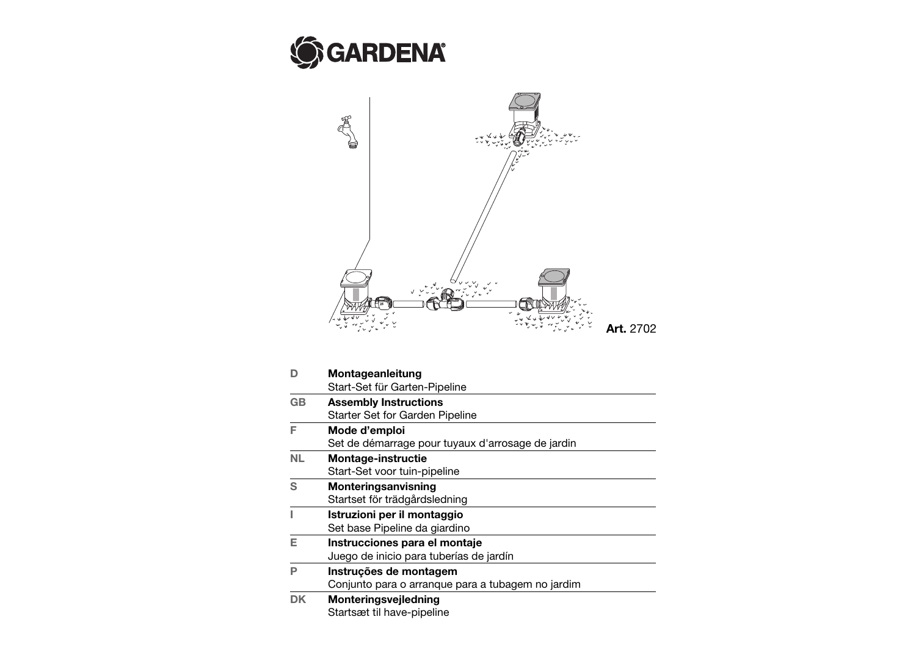GARDENA®

**Art.** 2702

| | |
|---|---|
| D | **Montageanleitung** Start-Set für Garten-Pipeline |
| GB | **Assembly Instructions** Starter Set for Garden Pipeline |
| F | **Mode d'emploi** Set de démarrage pour tuyaux d'arrosage de jardin |
| NL | **Montage-instructie** Start-Set voor tuin-pipeline |
| S | **Monteringsanvisning** Startset för trädgårdsledning |
| I | **Istruzioni per il montaggio** Set base Pipeline da giardino |
| E | **Instrucciones para el montaje** Juego de inicio para tuberías de jardín |
| P | **Instruções de montagem** Conjunto para o arranque para a tubagem no jardim |
| DK | **Monteringsvejledning** Startsæt til have-pipeline |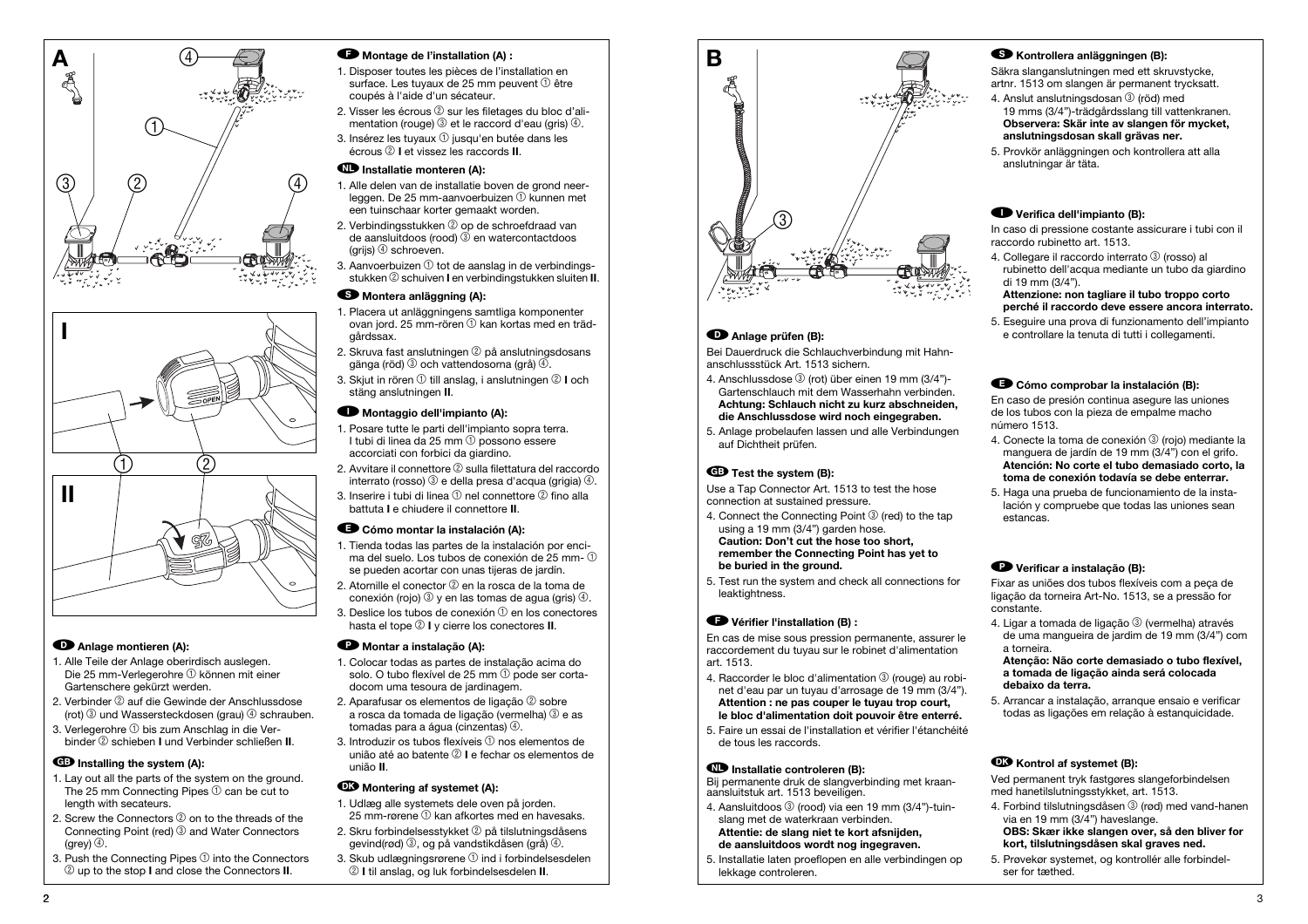A

I

II

### D Anlage montieren (A):

1. Alle Teile der Anlage oberirdisch auslegen. Die 25 mm-Verlegerohre ① können mit einer Gartenschere gekürzt werden.
2. Verbinder ② auf die Gewinde der Anschlussdose (rot) ③ und Wassersteckdosen (grau) ④ schrauben.
3. Verlegerohre ① bis zum Anschlag in die Verbinder ② schieben **I** und Verbinder schließen **II**.

### GB Installing the system (A):

1. Lay out all the parts of the system on the ground. The 25 mm Connecting Pipes ① can be cut to length with secateurs.
2. Screw the Connectors ② on to the threads of the Connecting Point (red) ③ and Water Connectors (grey) ④.
3. Push the Connecting Pipes ① into the Connectors ② up to the stop **I** and close the Connectors **II**.

### F Montage de l'installation (A) :

1. Disposer toutes les pièces de l'installation en surface. Les tuyaux de 25 mm peuvent ① être coupés à l'aide d'un sécateur.
2. Visser les écrous ② sur les filetages du bloc d'alimentation (rouge) ③ et le raccord d'eau (gris) ④.
3. Insérez les tuyaux ① jusqu'en butée dans les écrous ② **I** et vissez les raccords **II**.

### NL Installatie monteren (A):

1. Alle delen van de installatie boven de grond neerleggen. De 25 mm-aanvoerbuizen ① kunnen met een tuinschaar korter gemaakt worden.
2. Verbindingsstukken ② op de schroefdraad van de aansluitdoos (rood) ③ en watercontactdoos (grijs) ④ schroeven.
3. Aanvoerbuizen ① tot de aanslag in de verbindingsstukken ② schuiven **I** en verbindingstukken sluiten **II**.

### S Montera anläggning (A):

1. Placera ut anläggningens samtliga komponenter ovan jord. 25 mm-rören ① kan kortas med en trädgårdssax.
2. Skruva fast anslutningen ② på anslutningsdosans gänga (röd) ③ och vattendosorna (grå) ④.
3. Skjut in rören ① till anslag, i anslutningen ② **I** och stäng anslutningen **II**.

### I Montaggio dell'impianto (A):

1. Posare tutte le parti dell'impianto sopra terra. I tubi di linea da 25 mm ① possono essere accorciati con forbici da giardino.
2. Avvitare il connettore ② sulla filettatura del raccordo interrato (rosso) ③ e della presa d'acqua (grigia) ④.
3. Inserire i tubi di linea ① nel connettore ② fino alla battuta **I** e chiudere il connettore **II**.

### E Cómo montar la instalación (A):

1. Tienda todas las partes de la instalación por encima del suelo. Los tubos de conexión de 25 mm- ① se pueden acortar con unas tijeras de jardín.
2. Atornille el conector ② en la rosca de la toma de conexión (rojo) ③ y en las tomas de agua (gris) ④.
3. Deslice los tubos de conexión ① en los conectores hasta el tope ② **I** y cierre los conectores **II**.

### P Montar a instalação (A):

1. Colocar todas as partes de instalação acima do solo. O tubo flexível de 25 mm ① pode ser cortadocom uma tesoura de jardinagem.
2. Aparafusar os elementos de ligação ② sobre a rosca da tomada de ligação (vermelha) ③ e as tomadas para a água (cinzentas) ④.
3. Introduzir os tubos flexíveis ① nos elementos de união até ao batente ② **I** e fechar os elementos de união **II**.

### DK Montering af systemet (A):

1. Udlæg alle systemets dele oven på jorden. 25 mm-rørene ① kan afkortes med en havesaks.
2. Skru forbindelsesstykket ② på tilslutningsdåsens gevind(rød) ③, og på vandstikdåsen (grå) ④.
3. Skub udlægningsrørene ① ind i forbindelsesdelen ② **I** til anslag, og luk forbindelsesdelen **II**.

B

### D Anlage prüfen (B):

Bei Dauerdruck die Schlauchverbindung mit Hahnanschlussstück Art. 1513 sichern.

4. Anschlussdose ③ (rot) über einen 19 mm (3/4")-Gartenschlauch mit dem Wasserhahn verbinden. **Achtung: Schlauch nicht zu kurz abschneiden, die Anschlussdose wird noch eingegraben.**
5. Anlage probelaufen lassen und alle Verbindungen auf Dichtheit prüfen.

### GB Test the system (B):

Use a Tap Connector Art. 1513 to test the hose connection at sustained pressure.

4. Connect the Connecting Point ③ (red) to the tap using a 19 mm (3/4") garden hose. **Caution: Don't cut the hose too short, remember the Connecting Point has yet to be buried in the ground.**
5. Test run the system and check all connections for leaktightness.

### F Vérifier l'installation (B) :

En cas de mise sous pression permanente, assurer le raccordement du tuyau sur le robinet d'alimentation art. 1513.

4. Raccorder le bloc d'alimentation ③ (rouge) au robinet d'eau par un tuyau d'arrosage de 19 mm (3/4"). **Attention : ne pas couper le tuyau trop court, le bloc d'alimentation doit pouvoir être enterré.**
5. Faire un essai de l'installation et vérifier l'étanchéité de tous les raccords.

### NL Installatie controleren (B):

Bij permanente druk de slangverbinding met kraanaansluitstuk art. 1513 beveiligen.

4. Aansluitdoos ③ (rood) via een 19 mm (3/4")-tuinslang met de waterkraan verbinden. **Attentie: de slang niet te kort afsnijden, de aansluitdoos wordt nog ingegraven.**
5. Installatie laten proeflopen en alle verbindingen op lekkage controleren.

### S Kontrollera anläggningen (B):

Säkra slanganslutningen med ett skruvstycke, artnr. 1513 om slangen är permanent trycksatt.

4. Anslut anslutningsdosan ③ (röd) med 19 mms (3/4")-trädgårdsslang till vattenkranen. **Observera: Skär inte av slangen för mycket, anslutningsdosan skall grävas ner.**
5. Provkör anläggningen och kontrollera att alla anslutningar är täta.

### I Verifica dell'impianto (B):

In caso di pressione costante assicurare i tubi con il raccordo rubinetto art. 1513.

4. Collegare il raccordo interrato ③ (rosso) al rubinetto dell'acqua mediante un tubo da giardino di 19 mm (3/4"). **Attenzione: non tagliare il tubo troppo corto perché il raccordo deve essere ancora interrato.**
5. Eseguire una prova di funzionamento dell'impianto e controllare la tenuta di tutti i collegamenti.

### E Cómo comprobar la instalación (B):

En caso de presión continua asegure las uniones de los tubos con la pieza de empalme macho número 1513.

4. Conecte la toma de conexión ③ (rojo) mediante la manguera de jardín de 19 mm (3/4") con el grifo. **Atención: No corte el tubo demasiado corto, la toma de conexión todavía se debe enterrar.**
5. Haga una prueba de funcionamiento de la instalación y compruebe que todas las uniones sean estancas.

### P Verificar a instalação (B):

Fixar as uniões dos tubos flexíveis com a peça de ligação da torneira Art-No. 1513, se a pressão for constante.

4. Ligar a tomada de ligação ③ (vermelha) através de uma mangueira de jardim de 19 mm (3/4") com a torneira. **Atenção: Não corte demasiado o tubo flexível, a tomada de ligação ainda será colocada debaixo da terra.**
5. Arrancar a instalação, arranque ensaio e verificar todas as ligações em relação à estanquicidade.

### DK Kontrol af systemet (B):

Ved permanent tryk fastgøres slangeforbindelsen med hanetilslutningsstykket, art. 1513.

4. Forbind tilslutningsdåsen ③ (rød) med vand-hanen via en 19 mm (3/4") haveslange. **OBS: Skær ikke slangen over, så den bliver for kort, tilslutningsdåsen skal graves ned.**
5. Prøvekør systemet, og kontrollér alle forbindelser for tæthed.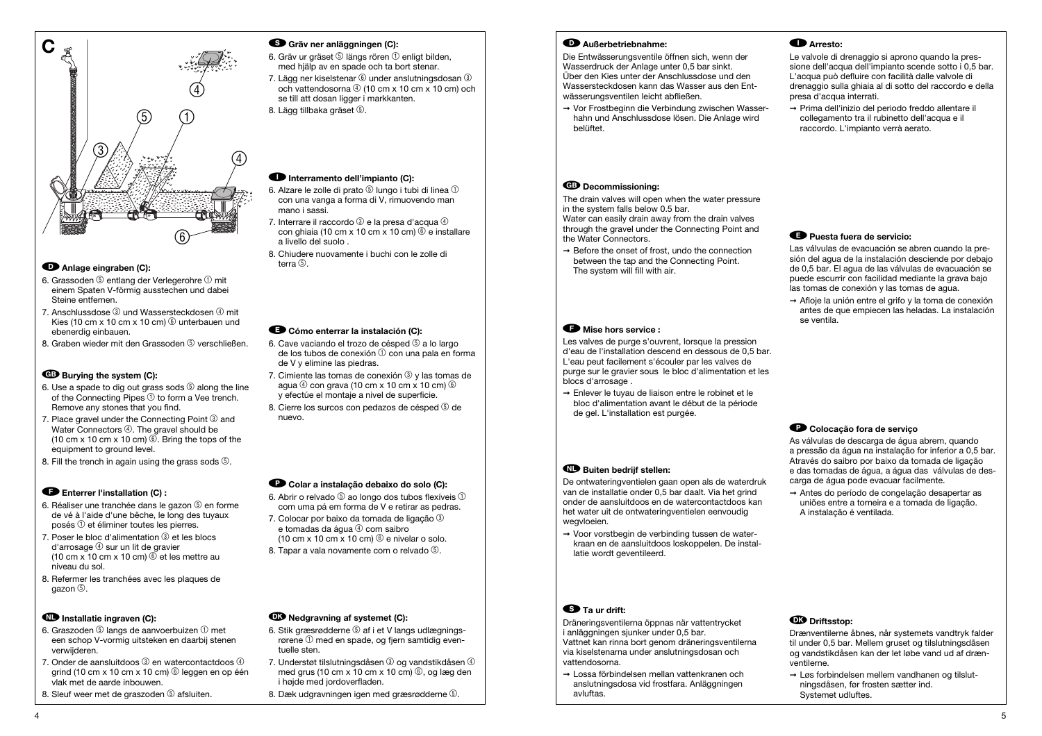C

### D Anlage eingraben (C):

6. Grassoden ⑤ entlang der Verlegerohre ① mit einem Spaten V-förmig ausstechen und dabei Steine entfernen.
7. Anschlussdose ③ und Wassersteckdosen ④ mit Kies (10 cm x 10 cm x 10 cm) ⑥ unterbauen und ebenerdig einbauen.
8. Graben wieder mit den Grassoden ⑤ verschließen.

### GB Burying the system (C):

6. Use a spade to dig out grass sods ⑤ along the line of the Connecting Pipes ① to form a Vee trench. Remove any stones that you find.
7. Place gravel under the Connecting Point ③ and Water Connectors ④. The gravel should be (10 cm x 10 cm x 10 cm) ⑥. Bring the tops of the equipment to ground level.
8. Fill the trench in again using the grass sods ⑤.

### F Enterrer l'installation (C) :

6. Réaliser une tranchée dans le gazon ⑤ en forme de vé à l'aide d'une bêche, le long des tuyaux posés ① et éliminer toutes les pierres.
7. Poser le bloc d'alimentation ③ et les blocs d'arrosage ④ sur un lit de gravier (10 cm x 10 cm x 10 cm) ⑥ et les mettre au niveau du sol.
8. Refermer les tranchées avec les plaques de gazon ⑤.

### NL Installatie ingraven (C):

6. Graszoden ⑤ langs de aanvoerbuizen ① met een schop V-vormig uitsteken en daarbij stenen verwijderen.
7. Onder de aansluitdoos ③ en watercontactdoos ④ grind (10 cm x 10 cm x 10 cm) ⑥ leggen en op één vlak met de aarde inbouwen.
8. Sleuf weer met de graszoden ⑤ afsluiten.

### S Gräv ner anläggningen (C):

6. Gräv ur gräset ⑤ längs rören ① enligt bilden, med hjälp av en spade och ta bort stenar.
7. Lägg ner kiselstenar ⑥ under anslutningsdosan ③ och vattendosorna ④ (10 cm x 10 cm x 10 cm) och se till att dosan ligger i markkanten.
8. Lägg tillbaka gräset ⑤.

### I Interramento dell'impianto (C):

6. Alzare le zolle di prato ⑤ lungo i tubi di linea ① con una vanga a forma di V, rimuovendo man mano i sassi.
7. Interrare il raccordo ③ e la presa d'acqua ④ con ghiaia (10 cm x 10 cm x 10 cm) ⑥ e installare a livello del suolo .
8. Chiudere nuovamente i buchi con le zolle di terra ⑤.

### E Cómo enterrar la instalación (C):

6. Cave vaciando el trozo de césped ⑤ a lo largo de los tubos de conexión ① con una pala en forma de V y elimine las piedras.
7. Cimiente las tomas de conexión ③ y las tomas de agua ④ con grava (10 cm x 10 cm x 10 cm) ⑥ y efectúe el montaje a nivel de superficie.
8. Cierre los surcos con pedazos de césped ⑤ de nuevo.

### P Colar a instalação debaixo do solo (C):

6. Abrir o relvado ⑤ ao longo dos tubos flexíveis ① com uma pá em forma de V e retirar as pedras.
7. Colocar por baixo da tomada de ligação ③ e tomadas da água ④ com saibro (10 cm x 10 cm x 10 cm) ⑥ e nivelar o solo.
8. Tapar a vala novamente com o relvado ⑤.

### DK Nedgravning af systemet (C):

6. Stik græsrødderne ⑤ af i et V langs udlægningsrørene ① med en spade, og fjern samtidig eventuelle sten.
7. Understøt tilslutningsdåsen ③ og vandstikdåsen ④ med grus (10 cm x 10 cm x 10 cm) ⑥, og læg den i højde med jordoverfladen.
8. Dæk udgravningen igen med græsrødderne ⑤.

### D Außerbetriebnahme:

Die Entwässerungsventile öffnen sich, wenn der Wasserdruck der Anlage unter 0,5 bar sinkt. Über den Kies unter der Anschlussdose und den Wassersteckdosen kann das Wasser aus den Entwässerungsventilen leicht abfließen.

→ Vor Frostbeginn die Verbindung zwischen Wasserhahn und Anschlussdose lösen. Die Anlage wird belüftet.

### GB Decommissioning:

The drain valves will open when the water pressure in the system falls below 0.5 bar.
Water can easily drain away from the drain valves through the gravel under the Connecting Point and the Water Connectors.

→ Before the onset of frost, undo the connection between the tap and the Connecting Point. The system will fill with air.

### F Mise hors service :

Les valves de purge s'ouvrent, lorsque la pression d'eau de l'installation descend en dessous de 0,5 bar. L'eau peut facilement s'écouler par les valves de purge sur le gravier sous le bloc d'alimentation et les blocs d'arrosage .

→ Enlever le tuyau de liaison entre le robinet et le bloc d'alimentation avant le début de la période de gel. L'installation est purgée.

### NL Buiten bedrijf stellen:

De ontwateringventielen gaan open als de waterdruk van de installatie onder 0,5 bar daalt. Via het grind onder de aansluitdoos en de watercontactdoos kan het water uit de ontwateringventielen eenvoudig wegvloeien.

→ Voor vorstbegin de verbinding tussen de waterkraan en de aansluitdoos loskoppelen. De installatie wordt geventileerd.

### S Ta ur drift:

Dräneringsventilerna öppnas när vattentrycket i anläggningen sjunker under 0,5 bar.
Vattnet kan rinna bort genom dräneringsventilerna via kiselstenarna under anslutningsdosan och vattendosorna.

→ Lossa förbindelsen mellan vattenkranen och anslutningsdosa vid frostfara. Anläggningen avluftas.

### I Arresto:

Le valvole di drenaggio si aprono quando la pressione dell'acqua dell'impianto scende sotto i 0,5 bar. L'acqua può defluire con facilità dalle valvole di drenaggio sulla ghiaia al di sotto del raccordo e della presa d'acqua interrati.

→ Prima dell'inizio del periodo freddo allentare il collegamento tra il rubinetto dell'acqua e il raccordo. L'impianto verrà aerato.

### E Puesta fuera de servicio:

Las válvulas de evacuación se abren cuando la presión del agua de la instalación desciende por debajo de 0,5 bar. El agua de las válvulas de evacuación se puede escurrir con facilidad mediante la grava bajo las tomas de conexión y las tomas de agua.

→ Afloje la unión entre el grifo y la toma de conexión antes de que empiecen las heladas. La instalación se ventila.

### P Colocação fora de serviço

As válvulas de descarga de água abrem, quando a pressão da água na instalação for inferior a 0,5 bar. Através do saibro por baixo da tomada de ligação e das tomadas de água, a água das válvulas de descarga de água pode evacuar facilmente.

→ Antes do período de congelação desapertar as uniões entre a torneira e a tomada de ligação. A instalação é ventilada.

### DK Driftsstop:

Drænventilerne åbnes, når systemets vandtryk falder til under 0,5 bar. Mellem gruset og tilslutningsdåsen og vandstikdåsen kan der let løbe vand ud af drænventilerne.

→ Løs forbindelsen mellem vandhanen og tilslutningsdåsen, før frosten sætter ind. Systemet udluftes.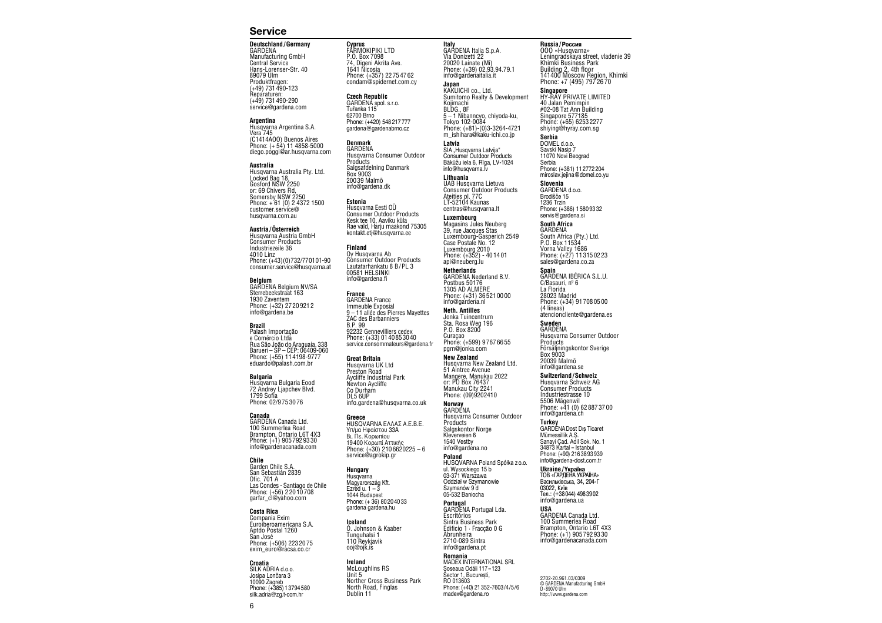## Service

**Deutschland / Germany**
GARDENA
Manufacturing GmbH
Central Service
Hans-Lorenser-Str. 40
89079 Ulm
Produktfragen:
(+49) 731 490-123
Reparaturen:
(+49) 731 490-290
service@gardena.com

**Argentina**
Husqvarna Argentina S.A.
Vera 745
(C1414AOO) Buenos Aires
Phone: (+ 54) 11 4858-5000
diego.poggi@ar.husqvarna.com

**Australia**
Husqvarna Australia Pty. Ltd.
Locked Bag 18,
Gosford NSW 2250
or: 69 Chivers Rd,
Somersby NSW 2250
Phone: + 61 (0) 2 4372 1500
customer.service@
husqvarna.com.au

**Austria / Österreich**
Husqvarna Austria GmbH
Consumer Products
Industriezeile 36
4010 Linz
Phone: (+43)(0)732/770101-90
consumer.service@husqvarna.at

**Belgium**
GARDENA Belgium NV/SA
Sterrebeekstraat 163
1930 Zaventem
Phone: (+32) 27 20 921 2
info@gardena.be

**Brazil**
Palash Importação
e Comércio Ltda
Rua São João do Araguaia, 338
Barueri – SP – CEP: 06409-060
Phone: (+55) 11 4198-9777
eduardo@palash.com.br

**Bulgaria**
Husqvarna Bulgaria Eood
72 Andrey Ljapchev Blvd.
1799 Sofia
Phone: 02/975 30 76

**Canada**
GARDENA Canada Ltd.
100 Summerlea Road
Brampton, Ontario L6T 4X3
Phone: (+1) 905 792 93 30
info@gardenacanada.com

**Chile**
Garden Chile S.A.
San Sebastián 2839
Ofic. 701 A
Las Condes - Santiago de Chile
Phone: (+56) 2 20 10 708
garfar_cl@yahoo.com

**Costa Rica**
Compania Exim
Euroiberoamericana S.A.
Aptdo Postal 1260
San José
Phone: (+506) 223 20 75
exim_euro@racsa.co.cr

**Croatia**
SILK ADRIA d.o.o.
Josipa Lončara 3
10090 Zagreb
Phone: (+385) 1 3794 580
silk.adria@zg.t-com.hr

**Cyprus**
FARMOKIPIKI LTD
P.O. Box 7098
74, Digeni Akrita Ave.
1641 Nicosia
Phone: (+357) 22 75 47 62
condam@spidernet.com.cy

**Czech Republic**
GARDENA spol. s.r.o.
Tuřanka 115
62700 Brno
Phone: (+420) 548 217 777
gardena@gardenabrno.cz

**Denmark**
GARDENA
Husqvarna Consumer Outdoor
Products
Salgsafdelning Danmark
Box 9003
200 39 Malmö
info@gardena.dk

**Estonia**
Husqvarna Eesti OÜ
Consumer Outdoor Products
Kesk tee 10, Aaviku küla
Rae vald, Harju maakond 75305
kontakt.etj@husqvarna.ee

**Finland**
Oy Husqvarna Ab
Consumer Outdoor Products
Lautatarhankatu 8 B / PL 3
00581 HELSINKI
info@gardena.fi

**France**
GARDENA France
Immeuble Exposial
9 – 11 allée des Pierres Mayettes
ZAC des Barbanniers
B.P. 99
92232 Gennevilliers cedex
Phone: (+33) 01 40 85 30 40
service.consommateurs@gardena.fr

**Great Britain**
Husqvarna UK Ltd
Preston Road
Aycliffe Industrial Park
Newton Aycliffe
Co Durham
DL5 6UP
info.gardena@husqvarna.co.uk

**Greece**
HUSQVARNA ΕΛΛΑΣ Α.Ε.Β.Ε.
Υπ/μα Ηφαίστου 33Α
Βι. Πε. Κορωπίου
19400 Κορωπί Αττικής
Phone: (+30) 210 6620225 – 6
service@agrokip.gr

**Hungary**
Husqvarna
Magyarország Kft.
Ezred u. 1 – 3
1044 Budapest
Phone: (+ 36) 80 20 40 33
gardena gardena.hu

**Iceland**
Ó. Johnson & Kaaber
Tunguhalsi 1
110 Reykjavik
ooj@ojk.is

**Ireland**
McLoughlins RS
Unit 5
Norther Cross Business Park
North Road, Finglas
Dublin 11

**Italy**
GARDENA Italia S.p.A.
Via Donizetti 22
20020 Lainate (Mi)
Phone: (+39) 02.93.94.79.1
info@gardenaitalia.it

**Japan**
KAKUICHI co., Ltd.
Sumitomo Realty & Development
Kojimachi
BLDG., 8F
5 – 1 Nibanncyo, chiyoda-ku,
Tokyo 102-0084
Phone: (+81)-(0)3-3264-4721
m_ishihara@kaku-ichi.co.jp

**Latvia**
SIA „Husqvarna Latvija"
Consumer Outdoor Products
Bākūžu iela 6, Rīga, LV-1024
info@husqvarna.lv

**Lithuania**
UAB Husqvarna Lietuva
Consumer Outdoor Products
Ateities pl. 77C
LT-52104 Kaunas
centras@husqvarna.lt

**Luxembourg**
Magasins Jules Neuberg
39, rue Jacques Stas
Luxembourg-Gasperich 2549
Case Postale No. 12
Luxembourg 2010
Phone: (+352) - 40 14 01
api@neuberg.lu

**Netherlands**
GARDENA Nederland B.V.
Postbus 50176
1305 AD ALMERE
Phone: (+31) 36 521 00 00
info@gardena.nl

**Neth. Antilles**
Jonka Tuincentrum
Sta. Rosa Weg 196
P.O. Box 8200
Curaçao
Phone: (+599) 9 767 66 55
pgm@jonka.com

**New Zealand**
Husqvarna New Zealand Ltd.
51 Aintree Avenue
Mangere, Manukau 2022
or: PO Box 76437
Manukau City 2241
Phone: (09)9202410

**Norway**
GARDENA
Husqvarna Consumer Outdoor
Products
Salgskontor Norge
Kleverveien 6
1540 Vestby
info@gardena.no

**Poland**
HUSQVARNA Poland Spółka z o.o.
ul. Wysockiego 15 b
03-371 Warszawa
Oddział w Szymanowie
Szymanów 9 d
05-532 Baniocha

**Portugal**
GARDENA Portugal Lda.
Escritórios
Sintra Business Park
Edifício 1 · Fracção 0 G
Abrunheira
2710-089 Sintra
info@gardena.pt

**Romania**
MADEX INTERNATIONAL SRL
Şoseaua Odăii 117 – 123
Sector 1, Bucureşti,
RO 013603
Phone: (+40) 21 352-7603/4/5/6
madex@gardena.ro

**Russia / Россия**
ООО «Husqvarna»
Leningradskaya street, vladenie 39
Khimki Business Park
Building 2, 4th floor
141400 Moscow Region, Khimki
Phone: +7 (495) 797 26 70

**Singapore**
HY-RAY PRIVATE LIMITED
40 Jalan Pemimpin
#02-08 Tat Ann Building
Singapore 577185
Phone: (+65) 6253 2277
shiying@hyray.com.sg

**Serbia**
DOMEL d.o.o.
Savski Nasip 7
11070 Novi Beograd
Serbia
Phone: (+381) 11 2772 204
miroslav.jejina@domel.co.yu

**Slovenia**
GARDENA d.o.o.
Brodišče 15
1236 Trzin
Phone: (+386) 1 580 93 32
servis@gardena.si

**South Africa**
GARDENA
South Africa (Pty.) Ltd.
P.O. Box 11534
Vorna Valley 1686
Phone: (+27) 11 315 02 23
sales@gardena.co.za

**Spain**
GARDENA IBÉRICA S.L.U.
C/Basauri, nº 6
La Florida
28023 Madrid
Phone: (+34) 91 708 05 00
(4 líneas)
atencioncliente@gardena.es

**Sweden**
GARDENA
Husqvarna Consumer Outdoor
Products
Försäljningskontor Sverige
Box 9003
20039 Malmö
info@gardena.se

**Switzerland / Schweiz**
Husqvarna Schweiz AG
Consumer Products
Industriestrasse 10
5506 Mägenwil
Phone: +41 (0) 62 887 37 00
info@gardena.ch

**Turkey**
GARDENA Dost Dış Ticaret
Mümessillik A.S.
Sanayi Çad. Adil Sok. No. 1
34873 Kartal – Istanbul
Phone: (+90) 216 38 93 939
info@gardena-dost.com.tr

**Ukraine / Україна**
ТОВ «ГАРДЕНА УКРАЇНА»
Васильківська, 34, 204-Г
03022, Київ
Тел.: (+38 044) 498 39 02
info@gardena.ua

**USA**
GARDENA Canada Ltd.
100 Summerlea Road
Brampton, Ontario L6T 4X3
Phone: (+1) 905 792 93 30
info@gardenacanada.com

2702-20.961.03/0309
© GARDENA Manufacturing GmbH
D-89070 Ulm
http://www.gardena.com